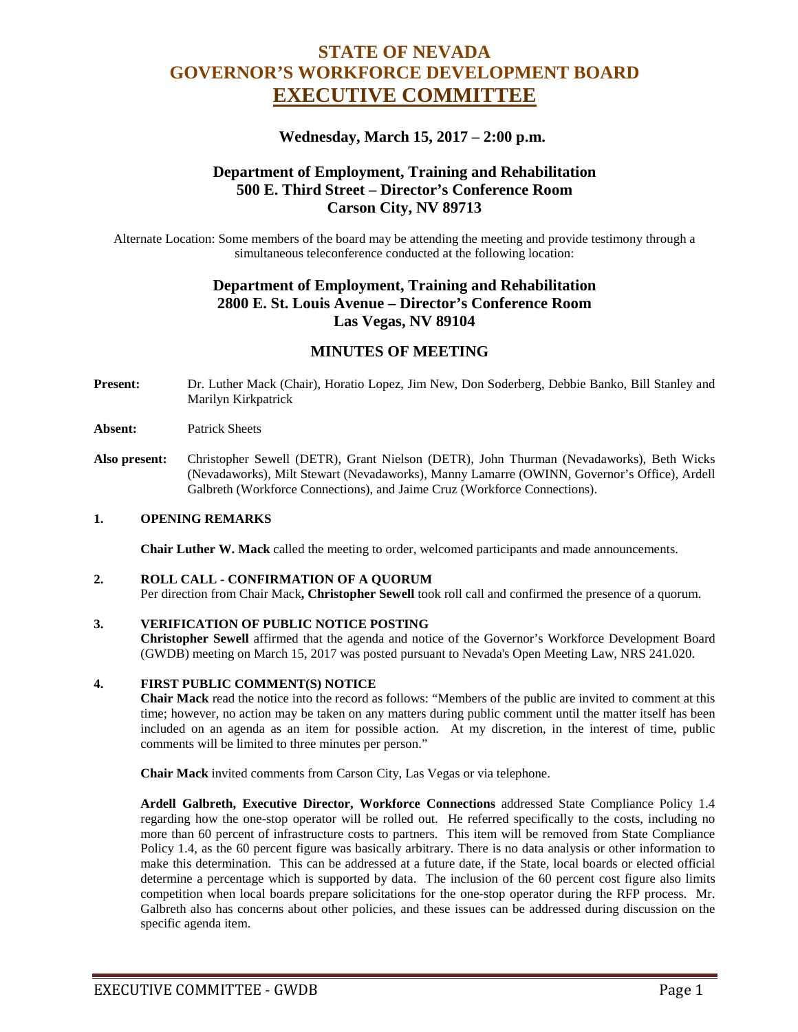# STATE OF NEVADA
# GOVERNOR'S WORKFORCE DEVELOPMENT BOARD
# EXECUTIVE COMMITTEE

### Wednesday, March 15, 2017 – 2:00 p.m.

### Department of Employment, Training and Rehabilitation
### 500 E. Third Street – Director's Conference Room
### Carson City, NV 89713

Alternate Location: Some members of the board may be attending the meeting and provide testimony through a simultaneous teleconference conducted at the following location:

### Department of Employment, Training and Rehabilitation
### 2800 E. St. Louis Avenue – Director's Conference Room
### Las Vegas, NV 89104

## MINUTES OF MEETING

**Present:** Dr. Luther Mack (Chair), Horatio Lopez, Jim New, Don Soderberg, Debbie Banko, Bill Stanley and Marilyn Kirkpatrick

**Absent:** Patrick Sheets

**Also present:** Christopher Sewell (DETR), Grant Nielson (DETR), John Thurman (Nevadaworks), Beth Wicks (Nevadaworks), Milt Stewart (Nevadaworks), Manny Lamarre (OWINN, Governor's Office), Ardell Galbreth (Workforce Connections), and Jaime Cruz (Workforce Connections).

**1. OPENING REMARKS**

**Chair Luther W. Mack** called the meeting to order, welcomed participants and made announcements.

**2. ROLL CALL - CONFIRMATION OF A QUORUM**

Per direction from Chair Mack**, Christopher Sewell** took roll call and confirmed the presence of a quorum.

**3. VERIFICATION OF PUBLIC NOTICE POSTING**

**Christopher Sewell** affirmed that the agenda and notice of the Governor's Workforce Development Board (GWDB) meeting on March 15, 2017 was posted pursuant to Nevada's Open Meeting Law, NRS 241.020.

**4. FIRST PUBLIC COMMENT(S) NOTICE**

**Chair Mack** read the notice into the record as follows: "Members of the public are invited to comment at this time; however, no action may be taken on any matters during public comment until the matter itself has been included on an agenda as an item for possible action. At my discretion, in the interest of time, public comments will be limited to three minutes per person."

**Chair Mack** invited comments from Carson City, Las Vegas or via telephone.

**Ardell Galbreth, Executive Director, Workforce Connections** addressed State Compliance Policy 1.4 regarding how the one-stop operator will be rolled out. He referred specifically to the costs, including no more than 60 percent of infrastructure costs to partners. This item will be removed from State Compliance Policy 1.4, as the 60 percent figure was basically arbitrary. There is no data analysis or other information to make this determination. This can be addressed at a future date, if the State, local boards or elected official determine a percentage which is supported by data. The inclusion of the 60 percent cost figure also limits competition when local boards prepare solicitations for the one-stop operator during the RFP process. Mr. Galbreth also has concerns about other policies, and these issues can be addressed during discussion on the specific agenda item.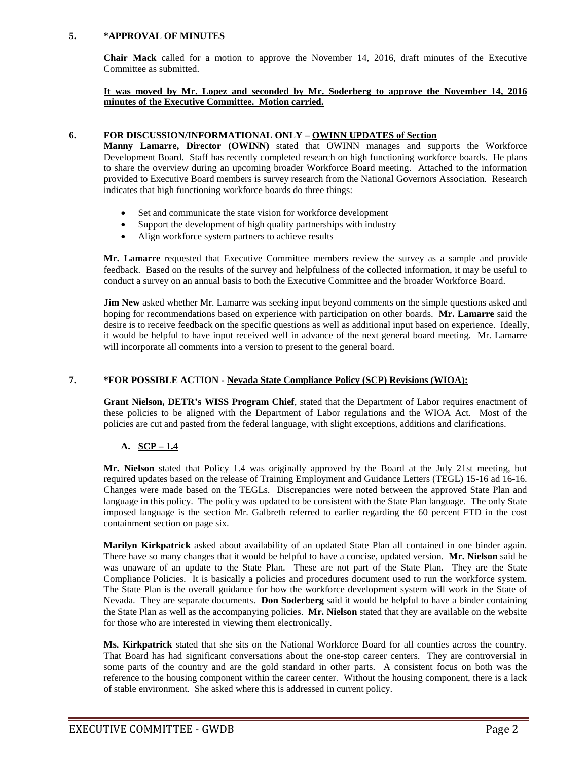## 5. *APPROVAL OF MINUTES

**Chair Mack** called for a motion to approve the November 14, 2016, draft minutes of the Executive Committee as submitted.

**It was moved by Mr. Lopez and seconded by Mr. Soderberg to approve the November 14, 2016 minutes of the Executive Committee. Motion carried.**

## 6. FOR DISCUSSION/INFORMATIONAL ONLY – OWINN UPDATES of Section

**Manny Lamarre, Director (OWINN)** stated that OWINN manages and supports the Workforce Development Board. Staff has recently completed research on high functioning workforce boards. He plans to share the overview during an upcoming broader Workforce Board meeting. Attached to the information provided to Executive Board members is survey research from the National Governors Association. Research indicates that high functioning workforce boards do three things:

- Set and communicate the state vision for workforce development
- Support the development of high quality partnerships with industry
- Align workforce system partners to achieve results

**Mr. Lamarre** requested that Executive Committee members review the survey as a sample and provide feedback. Based on the results of the survey and helpfulness of the collected information, it may be useful to conduct a survey on an annual basis to both the Executive Committee and the broader Workforce Board.

**Jim New** asked whether Mr. Lamarre was seeking input beyond comments on the simple questions asked and hoping for recommendations based on experience with participation on other boards. **Mr. Lamarre** said the desire is to receive feedback on the specific questions as well as additional input based on experience. Ideally, it would be helpful to have input received well in advance of the next general board meeting. Mr. Lamarre will incorporate all comments into a version to present to the general board.

## 7. *FOR POSSIBLE ACTION - Nevada State Compliance Policy (SCP) Revisions (WIOA):

**Grant Nielson, DETR's WISS Program Chief**, stated that the Department of Labor requires enactment of these policies to be aligned with the Department of Labor regulations and the WIOA Act. Most of the policies are cut and pasted from the federal language, with slight exceptions, additions and clarifications.

### A. SCP – 1.4

**Mr. Nielson** stated that Policy 1.4 was originally approved by the Board at the July 21st meeting, but required updates based on the release of Training Employment and Guidance Letters (TEGL) 15-16 ad 16-16. Changes were made based on the TEGLs. Discrepancies were noted between the approved State Plan and language in this policy. The policy was updated to be consistent with the State Plan language. The only State imposed language is the section Mr. Galbreth referred to earlier regarding the 60 percent FTD in the cost containment section on page six.

**Marilyn Kirkpatrick** asked about availability of an updated State Plan all contained in one binder again. There have so many changes that it would be helpful to have a concise, updated version. **Mr. Nielson** said he was unaware of an update to the State Plan. These are not part of the State Plan. They are the State Compliance Policies. It is basically a policies and procedures document used to run the workforce system. The State Plan is the overall guidance for how the workforce development system will work in the State of Nevada. They are separate documents. **Don Soderberg** said it would be helpful to have a binder containing the State Plan as well as the accompanying policies. **Mr. Nielson** stated that they are available on the website for those who are interested in viewing them electronically.

**Ms. Kirkpatrick** stated that she sits on the National Workforce Board for all counties across the country. That Board has had significant conversations about the one-stop career centers. They are controversial in some parts of the country and are the gold standard in other parts. A consistent focus on both was the reference to the housing component within the career center. Without the housing component, there is a lack of stable environment. She asked where this is addressed in current policy.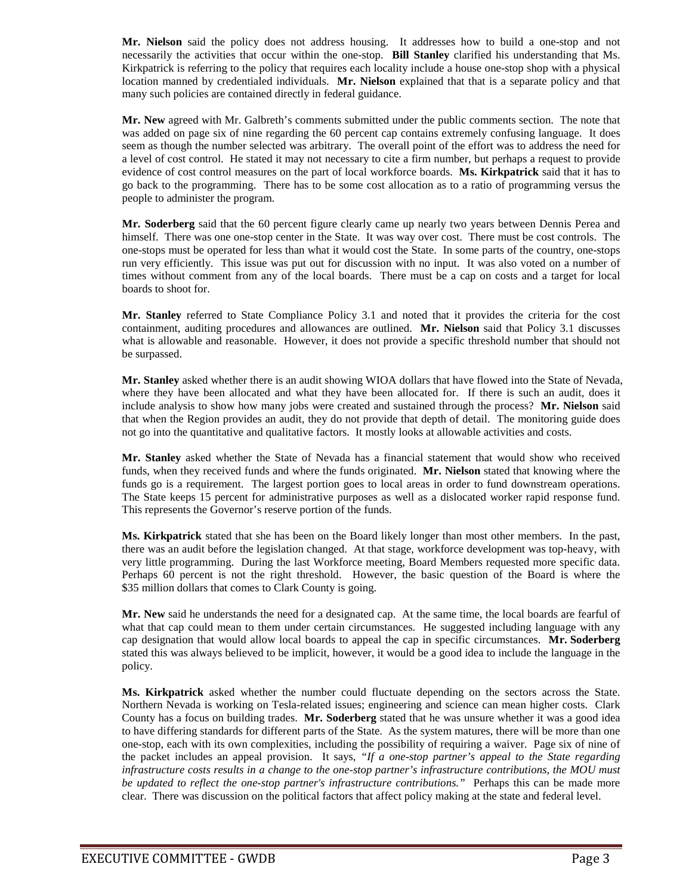**Mr. Nielson** said the policy does not address housing. It addresses how to build a one-stop and not necessarily the activities that occur within the one-stop. **Bill Stanley** clarified his understanding that Ms. Kirkpatrick is referring to the policy that requires each locality include a house one-stop shop with a physical location manned by credentialed individuals. **Mr. Nielson** explained that that is a separate policy and that many such policies are contained directly in federal guidance.

**Mr. New** agreed with Mr. Galbreth's comments submitted under the public comments section. The note that was added on page six of nine regarding the 60 percent cap contains extremely confusing language. It does seem as though the number selected was arbitrary. The overall point of the effort was to address the need for a level of cost control. He stated it may not necessary to cite a firm number, but perhaps a request to provide evidence of cost control measures on the part of local workforce boards. **Ms. Kirkpatrick** said that it has to go back to the programming. There has to be some cost allocation as to a ratio of programming versus the people to administer the program.

**Mr. Soderberg** said that the 60 percent figure clearly came up nearly two years between Dennis Perea and himself. There was one one-stop center in the State. It was way over cost. There must be cost controls. The one-stops must be operated for less than what it would cost the State. In some parts of the country, one-stops run very efficiently. This issue was put out for discussion with no input. It was also voted on a number of times without comment from any of the local boards. There must be a cap on costs and a target for local boards to shoot for.

**Mr. Stanley** referred to State Compliance Policy 3.1 and noted that it provides the criteria for the cost containment, auditing procedures and allowances are outlined. **Mr. Nielson** said that Policy 3.1 discusses what is allowable and reasonable. However, it does not provide a specific threshold number that should not be surpassed.

**Mr. Stanley** asked whether there is an audit showing WIOA dollars that have flowed into the State of Nevada, where they have been allocated and what they have been allocated for. If there is such an audit, does it include analysis to show how many jobs were created and sustained through the process? **Mr. Nielson** said that when the Region provides an audit, they do not provide that depth of detail. The monitoring guide does not go into the quantitative and qualitative factors. It mostly looks at allowable activities and costs.

**Mr. Stanley** asked whether the State of Nevada has a financial statement that would show who received funds, when they received funds and where the funds originated. **Mr. Nielson** stated that knowing where the funds go is a requirement. The largest portion goes to local areas in order to fund downstream operations. The State keeps 15 percent for administrative purposes as well as a dislocated worker rapid response fund. This represents the Governor's reserve portion of the funds.

**Ms. Kirkpatrick** stated that she has been on the Board likely longer than most other members. In the past, there was an audit before the legislation changed. At that stage, workforce development was top-heavy, with very little programming. During the last Workforce meeting, Board Members requested more specific data. Perhaps 60 percent is not the right threshold. However, the basic question of the Board is where the $35 million dollars that comes to Clark County is going.

**Mr. New** said he understands the need for a designated cap. At the same time, the local boards are fearful of what that cap could mean to them under certain circumstances. He suggested including language with any cap designation that would allow local boards to appeal the cap in specific circumstances. **Mr. Soderberg** stated this was always believed to be implicit, however, it would be a good idea to include the language in the policy.

**Ms. Kirkpatrick** asked whether the number could fluctuate depending on the sectors across the State. Northern Nevada is working on Tesla-related issues; engineering and science can mean higher costs. Clark County has a focus on building trades. **Mr. Soderberg** stated that he was unsure whether it was a good idea to have differing standards for different parts of the State. As the system matures, there will be more than one one-stop, each with its own complexities, including the possibility of requiring a waiver. Page six of nine of the packet includes an appeal provision. It says, *"If a one-stop partner's appeal to the State regarding infrastructure costs results in a change to the one-stop partner's infrastructure contributions, the MOU must be updated to reflect the one-stop partner's infrastructure contributions."* Perhaps this can be made more clear. There was discussion on the political factors that affect policy making at the state and federal level.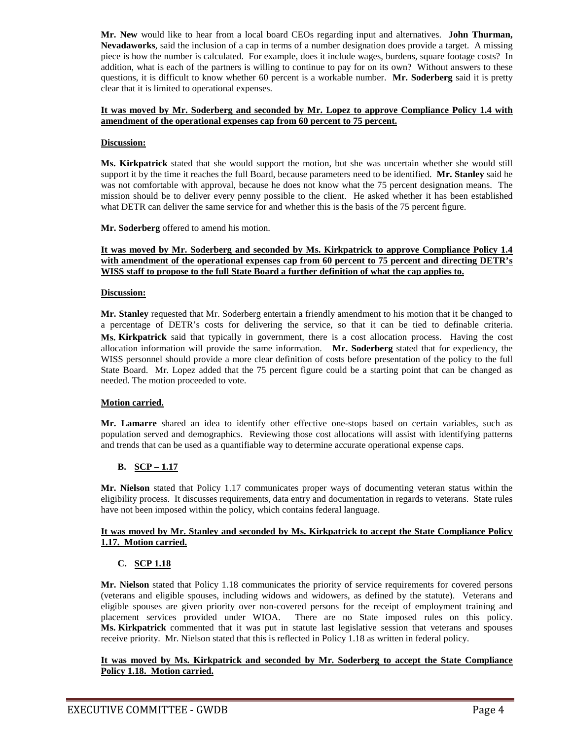**Mr. New** would like to hear from a local board CEOs regarding input and alternatives. **John Thurman, Nevadaworks**, said the inclusion of a cap in terms of a number designation does provide a target. A missing piece is how the number is calculated. For example, does it include wages, burdens, square footage costs? In addition, what is each of the partners is willing to continue to pay for on its own? Without answers to these questions, it is difficult to know whether 60 percent is a workable number. **Mr. Soderberg** said it is pretty clear that it is limited to operational expenses.

**It was moved by Mr. Soderberg and seconded by Mr. Lopez to approve Compliance Policy 1.4 with amendment of the operational expenses cap from 60 percent to 75 percent.**

**Discussion:**

**Ms. Kirkpatrick** stated that she would support the motion, but she was uncertain whether she would still support it by the time it reaches the full Board, because parameters need to be identified. **Mr. Stanley** said he was not comfortable with approval, because he does not know what the 75 percent designation means. The mission should be to deliver every penny possible to the client. He asked whether it has been established what DETR can deliver the same service for and whether this is the basis of the 75 percent figure.

**Mr. Soderberg** offered to amend his motion.

**It was moved by Mr. Soderberg and seconded by Ms. Kirkpatrick to approve Compliance Policy 1.4 with amendment of the operational expenses cap from 60 percent to 75 percent and directing DETR's WISS staff to propose to the full State Board a further definition of what the cap applies to.**

**Discussion:**

**Mr. Stanley** requested that Mr. Soderberg entertain a friendly amendment to his motion that it be changed to a percentage of DETR's costs for delivering the service, so that it can be tied to definable criteria. **Ms. Kirkpatrick** said that typically in government, there is a cost allocation process. Having the cost allocation information will provide the same information. **Mr. Soderberg** stated that for expediency, the WISS personnel should provide a more clear definition of costs before presentation of the policy to the full State Board. Mr. Lopez added that the 75 percent figure could be a starting point that can be changed as needed. The motion proceeded to vote.

**Motion carried.**

**Mr. Lamarre** shared an idea to identify other effective one-stops based on certain variables, such as population served and demographics. Reviewing those cost allocations will assist with identifying patterns and trends that can be used as a quantifiable way to determine accurate operational expense caps.

### B. SCP – 1.17

**Mr. Nielson** stated that Policy 1.17 communicates proper ways of documenting veteran status within the eligibility process. It discusses requirements, data entry and documentation in regards to veterans. State rules have not been imposed within the policy, which contains federal language.

**It was moved by Mr. Stanley and seconded by Ms. Kirkpatrick to accept the State Compliance Policy 1.17. Motion carried.**

### C. SCP 1.18

**Mr. Nielson** stated that Policy 1.18 communicates the priority of service requirements for covered persons (veterans and eligible spouses, including widows and widowers, as defined by the statute). Veterans and eligible spouses are given priority over non-covered persons for the receipt of employment training and placement services provided under WIOA. There are no State imposed rules on this policy. **Ms. Kirkpatrick** commented that it was put in statute last legislative session that veterans and spouses receive priority. Mr. Nielson stated that this is reflected in Policy 1.18 as written in federal policy.

**It was moved by Ms. Kirkpatrick and seconded by Mr. Soderberg to accept the State Compliance Policy 1.18. Motion carried.**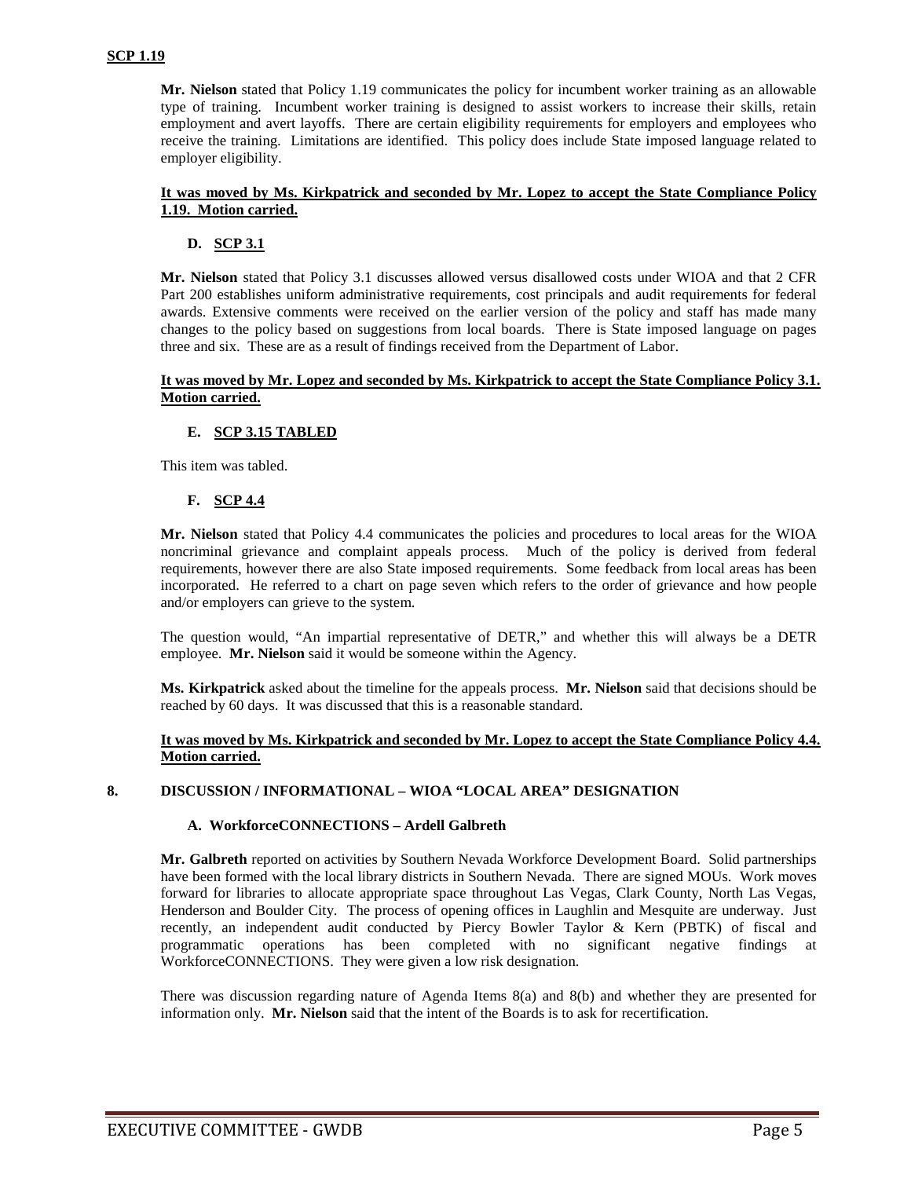**SCP 1.19**

**Mr. Nielson** stated that Policy 1.19 communicates the policy for incumbent worker training as an allowable type of training. Incumbent worker training is designed to assist workers to increase their skills, retain employment and avert layoffs. There are certain eligibility requirements for employers and employees who receive the training. Limitations are identified. This policy does include State imposed language related to employer eligibility.

**It was moved by Ms. Kirkpatrick and seconded by Mr. Lopez to accept the State Compliance Policy 1.19. Motion carried.**

### D. SCP 3.1

**Mr. Nielson** stated that Policy 3.1 discusses allowed versus disallowed costs under WIOA and that 2 CFR Part 200 establishes uniform administrative requirements, cost principals and audit requirements for federal awards. Extensive comments were received on the earlier version of the policy and staff has made many changes to the policy based on suggestions from local boards. There is State imposed language on pages three and six. These are as a result of findings received from the Department of Labor.

**It was moved by Mr. Lopez and seconded by Ms. Kirkpatrick to accept the State Compliance Policy 3.1. Motion carried.**

### E. SCP 3.15 TABLED

This item was tabled.

### F. SCP 4.4

**Mr. Nielson** stated that Policy 4.4 communicates the policies and procedures to local areas for the WIOA noncriminal grievance and complaint appeals process. Much of the policy is derived from federal requirements, however there are also State imposed requirements. Some feedback from local areas has been incorporated. He referred to a chart on page seven which refers to the order of grievance and how people and/or employers can grieve to the system.

The question would, "An impartial representative of DETR," and whether this will always be a DETR employee. **Mr. Nielson** said it would be someone within the Agency.

**Ms. Kirkpatrick** asked about the timeline for the appeals process. **Mr. Nielson** said that decisions should be reached by 60 days. It was discussed that this is a reasonable standard.

**It was moved by Ms. Kirkpatrick and seconded by Mr. Lopez to accept the State Compliance Policy 4.4. Motion carried.**

## 8. DISCUSSION / INFORMATIONAL – WIOA "LOCAL AREA" DESIGNATION

### A. WorkforceCONNECTIONS – Ardell Galbreth

**Mr. Galbreth** reported on activities by Southern Nevada Workforce Development Board. Solid partnerships have been formed with the local library districts in Southern Nevada. There are signed MOUs. Work moves forward for libraries to allocate appropriate space throughout Las Vegas, Clark County, North Las Vegas, Henderson and Boulder City. The process of opening offices in Laughlin and Mesquite are underway. Just recently, an independent audit conducted by Piercy Bowler Taylor & Kern (PBTK) of fiscal and programmatic operations has been completed with no significant negative findings at WorkforceCONNECTIONS. They were given a low risk designation.

There was discussion regarding nature of Agenda Items 8(a) and 8(b) and whether they are presented for information only. **Mr. Nielson** said that the intent of the Boards is to ask for recertification.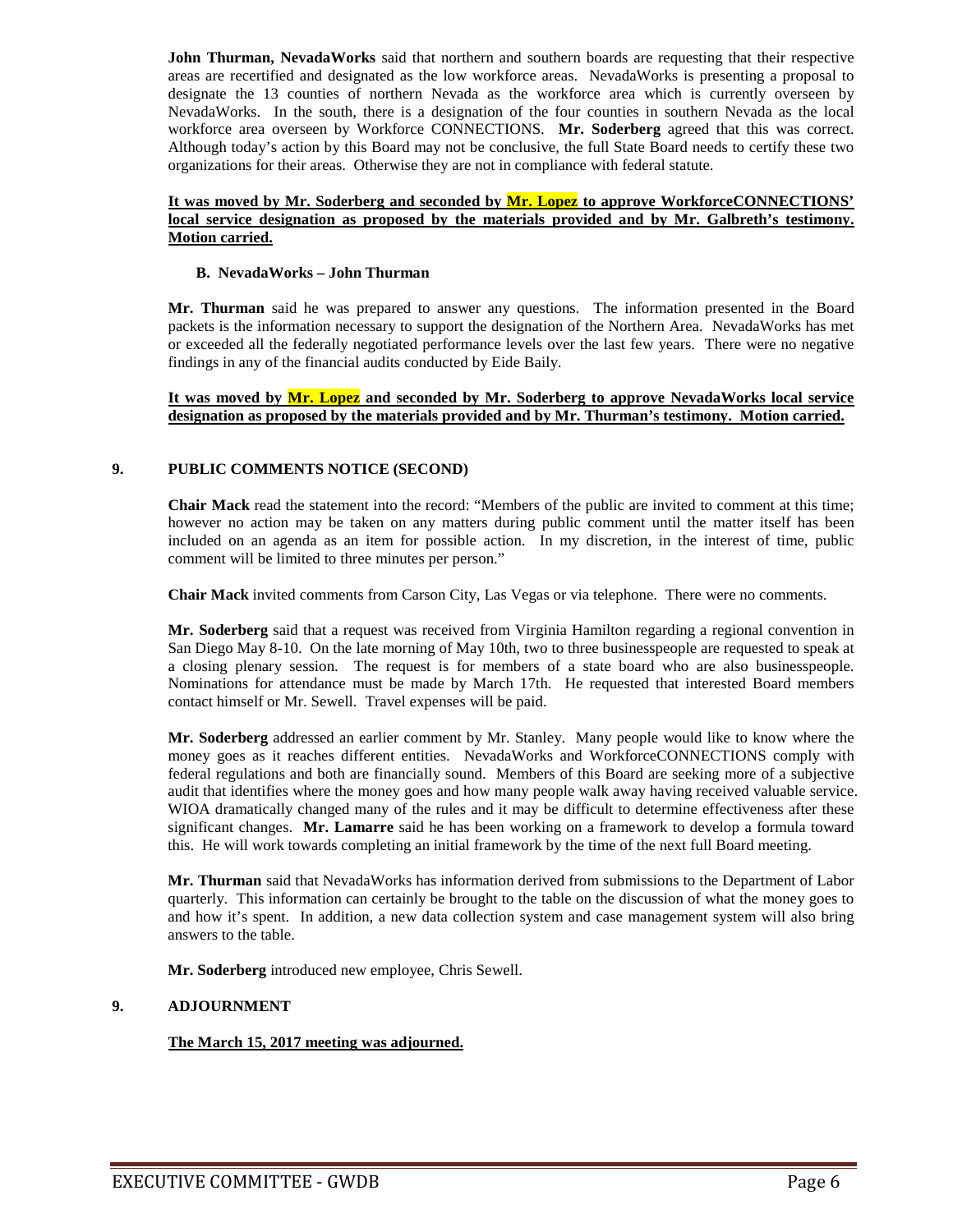**John Thurman, NevadaWorks** said that northern and southern boards are requesting that their respective areas are recertified and designated as the low workforce areas. NevadaWorks is presenting a proposal to designate the 13 counties of northern Nevada as the workforce area which is currently overseen by NevadaWorks. In the south, there is a designation of the four counties in southern Nevada as the local workforce area overseen by Workforce CONNECTIONS. **Mr. Soderberg** agreed that this was correct. Although today's action by this Board may not be conclusive, the full State Board needs to certify these two organizations for their areas. Otherwise they are not in compliance with federal statute.

**It was moved by Mr. Soderberg and seconded by Mr. Lopez to approve WorkforceCONNECTIONS' local service designation as proposed by the materials provided and by Mr. Galbreth's testimony. Motion carried.**

**B. NevadaWorks – John Thurman**

**Mr. Thurman** said he was prepared to answer any questions. The information presented in the Board packets is the information necessary to support the designation of the Northern Area. NevadaWorks has met or exceeded all the federally negotiated performance levels over the last few years. There were no negative findings in any of the financial audits conducted by Eide Baily.

**It was moved by Mr. Lopez and seconded by Mr. Soderberg to approve NevadaWorks local service designation as proposed by the materials provided and by Mr. Thurman's testimony. Motion carried.**

## 9. PUBLIC COMMENTS NOTICE (SECOND)

**Chair Mack** read the statement into the record: "Members of the public are invited to comment at this time; however no action may be taken on any matters during public comment until the matter itself has been included on an agenda as an item for possible action. In my discretion, in the interest of time, public comment will be limited to three minutes per person."

**Chair Mack** invited comments from Carson City, Las Vegas or via telephone. There were no comments.

**Mr. Soderberg** said that a request was received from Virginia Hamilton regarding a regional convention in San Diego May 8-10. On the late morning of May 10th, two to three businesspeople are requested to speak at a closing plenary session. The request is for members of a state board who are also businesspeople. Nominations for attendance must be made by March 17th. He requested that interested Board members contact himself or Mr. Sewell. Travel expenses will be paid.

**Mr. Soderberg** addressed an earlier comment by Mr. Stanley. Many people would like to know where the money goes as it reaches different entities. NevadaWorks and WorkforceCONNECTIONS comply with federal regulations and both are financially sound. Members of this Board are seeking more of a subjective audit that identifies where the money goes and how many people walk away having received valuable service. WIOA dramatically changed many of the rules and it may be difficult to determine effectiveness after these significant changes. **Mr. Lamarre** said he has been working on a framework to develop a formula toward this. He will work towards completing an initial framework by the time of the next full Board meeting.

**Mr. Thurman** said that NevadaWorks has information derived from submissions to the Department of Labor quarterly. This information can certainly be brought to the table on the discussion of what the money goes to and how it's spent. In addition, a new data collection system and case management system will also bring answers to the table.

**Mr. Soderberg** introduced new employee, Chris Sewell.

## 9. ADJOURNMENT

**The March 15, 2017 meeting was adjourned.**